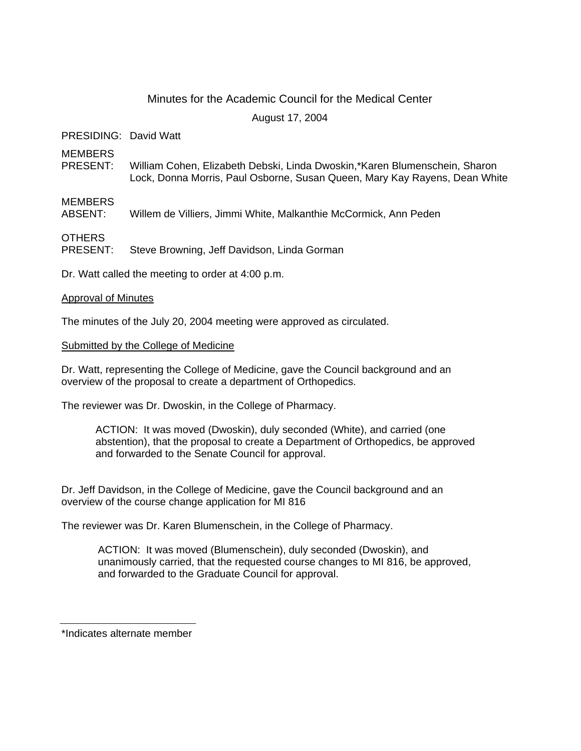# Minutes for the Academic Council for the Medical Center

August 17, 2004

PRESIDING: David Watt

MEMBERS PRESENT: William Cohen, Elizabeth Debski, Linda Dwoskin,*Karen Blumenschein, Sharon Lock, Donna Morris, Paul Osborne, Susan Queen, Mary Kay Rayens, Dean White

MEMBERS ABSENT: Willem de Villiers, Jimmi White, Malkanthie McCormick, Ann Peden

OTHERS PRESENT: Steve Browning, Jeff Davidson, Linda Gorman

Dr. Watt called the meeting to order at 4:00 p.m.

<u>Approval of Minutes</u>

The minutes of the July 20, 2004 meeting were approved as circulated.

<u>Submitted by the College of Medicine</u>

Dr. Watt, representing the College of Medicine, gave the Council background and an overview of the proposal to create a department of Orthopedics.

The reviewer was Dr. Dwoskin, in the College of Pharmacy.

> ACTION: It was moved (Dwoskin), duly seconded (White), and carried (one abstention), that the proposal to create a Department of Orthopedics, be approved and forwarded to the Senate Council for approval.

Dr. Jeff Davidson, in the College of Medicine, gave the Council background and an overview of the course change application for MI 816

The reviewer was Dr. Karen Blumenschein, in the College of Pharmacy.

> ACTION: It was moved (Blumenschein), duly seconded (Dwoskin), and unanimously carried, that the requested course changes to MI 816, be approved, and forwarded to the Graduate Council for approval.

---

*Indicates alternate member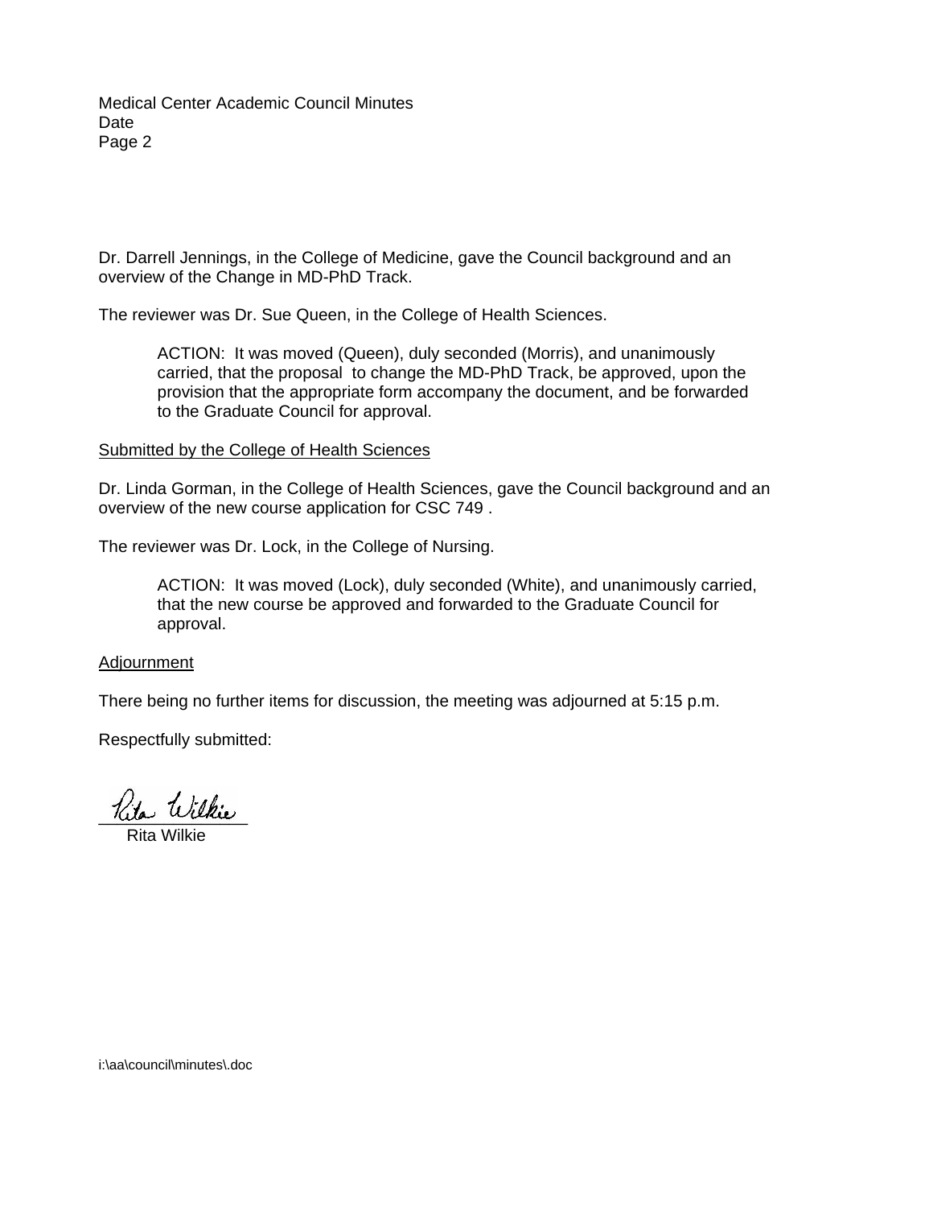Dr. Darrell Jennings, in the College of Medicine, gave the Council background and an overview of the Change in MD-PhD Track.

The reviewer was Dr. Sue Queen, in the College of Health Sciences.

> ACTION: It was moved (Queen), duly seconded (Morris), and unanimously carried, that the proposal to change the MD-PhD Track, be approved, upon the provision that the appropriate form accompany the document, and be forwarded to the Graduate Council for approval.

<u>Submitted by the College of Health Sciences</u>

Dr. Linda Gorman, in the College of Health Sciences, gave the Council background and an overview of the new course application for CSC 749 .

The reviewer was Dr. Lock, in the College of Nursing.

> ACTION: It was moved (Lock), duly seconded (White), and unanimously carried, that the new course be approved and forwarded to the Graduate Council for approval.

<u>Adjournment</u>

There being no further items for discussion, the meeting was adjourned at 5:15 p.m.

Respectfully submitted:

Rita Wilkie

Rita Wilkie

i:\aa\council\minutes\.doc